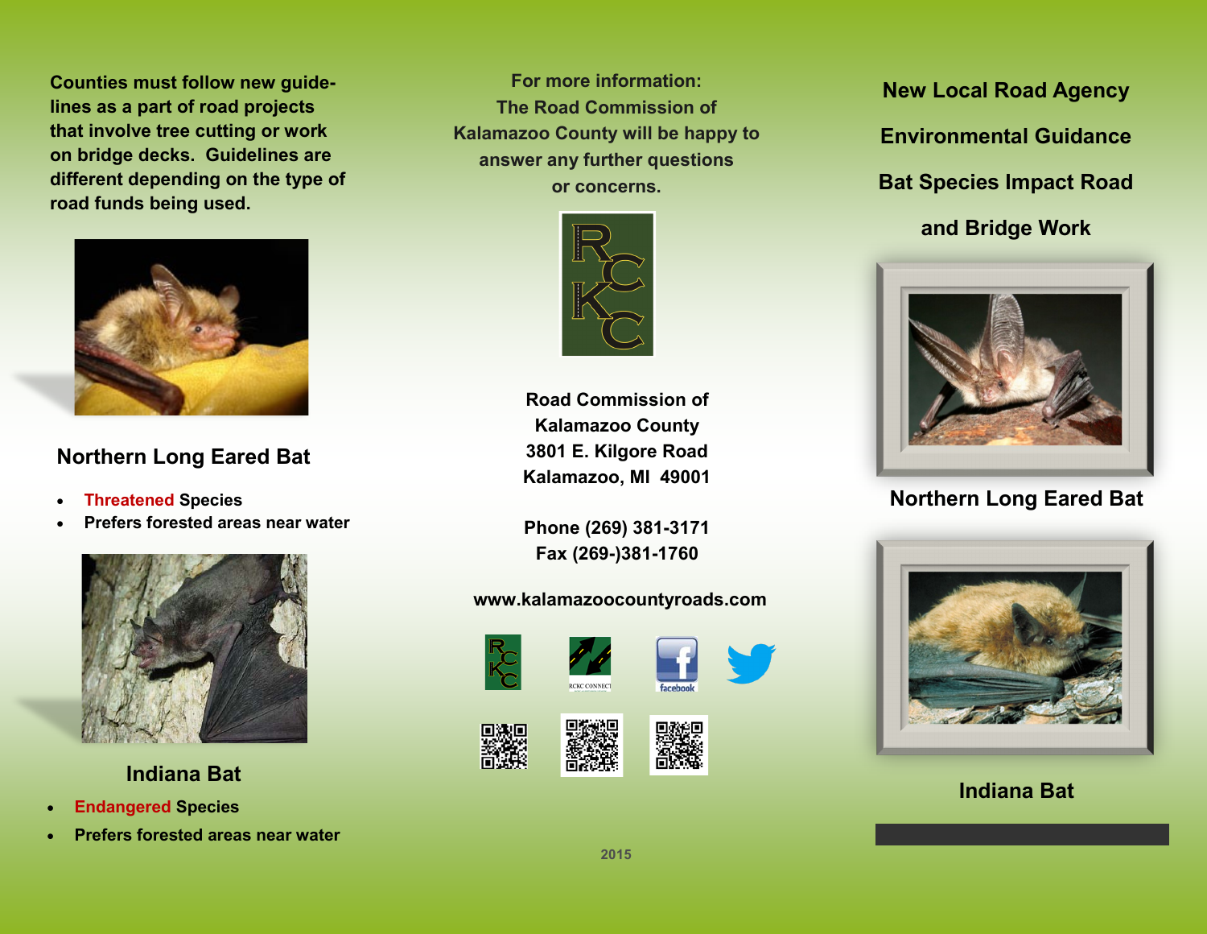Counties must follow new guidelines as a part of road projects that involve tree cutting or work on bridge decks. Guidelines are different depending on the type of road funds being used.

## Northern Long Eared Bat

- Threatened Species
- Prefers forested areas near water

## Indiana Bat

- Endangered Species
- Prefers forested areas near water

For more information:
The Road Commission of Kalamazoo County will be happy to answer any further questions or concerns.

RCKC

**Road Commission of Kalamazoo County**
**3801 E. Kilgore Road**
**Kalamazoo, MI 49001**

**Phone (269) 381-3171**
**Fax (269-)381-1760**

**www.kalamazoocountyroads.com**

RCKC CONNECT

facebook

2015

# New Local Road Agency Environmental Guidance Bat Species Impact Road and Bridge Work

Northern Long Eared Bat

Indiana Bat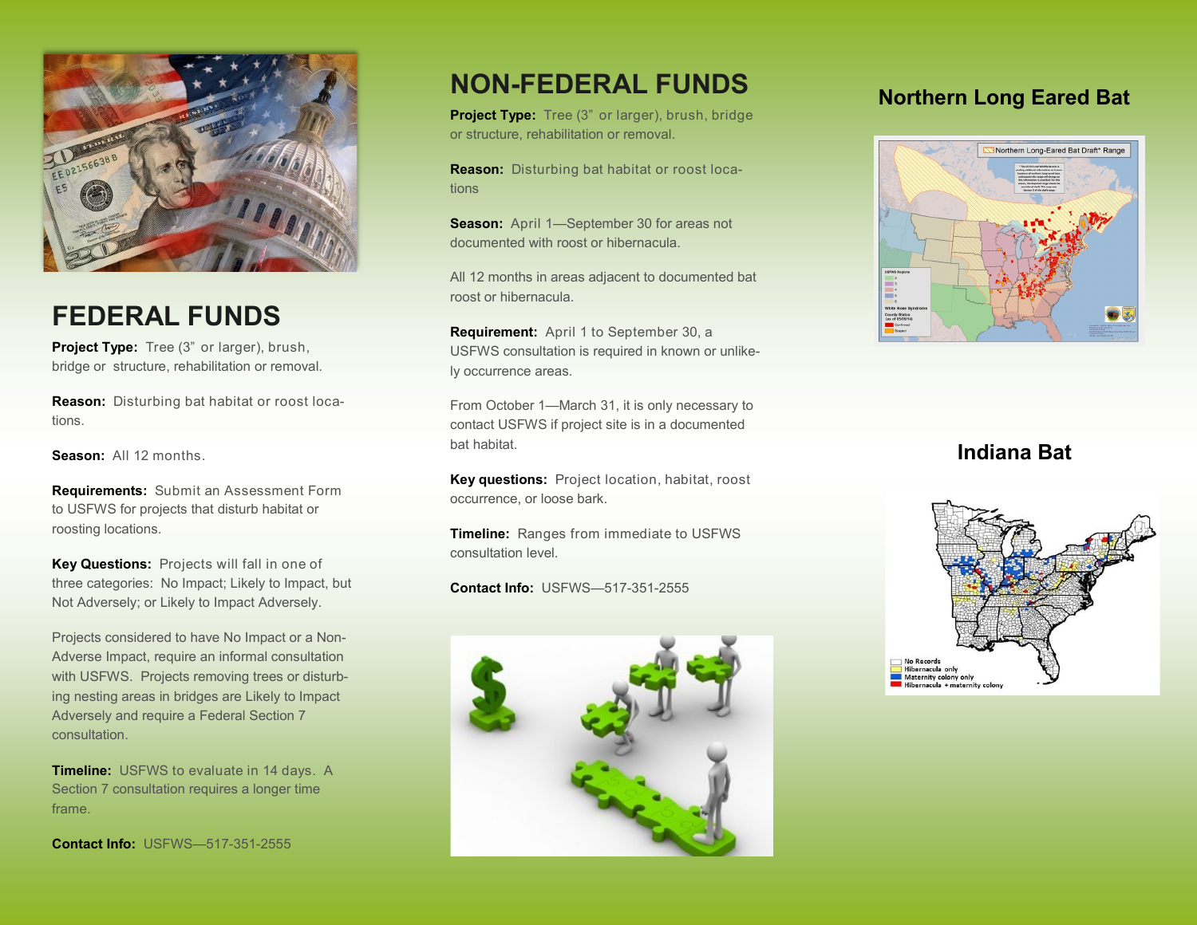## FEDERAL FUNDS

**Project Type:** Tree (3" or larger), brush, bridge or structure, rehabilitation or removal.

**Reason:** Disturbing bat habitat or roost locations.

**Season:** All 12 months.

**Requirements:** Submit an Assessment Form to USFWS for projects that disturb habitat or roosting locations.

**Key Questions:** Projects will fall in one of three categories: No Impact; Likely to Impact, but Not Adversely; or Likely to Impact Adversely.

Projects considered to have No Impact or a Non-Adverse Impact, require an informal consultation with USFWS. Projects removing trees or disturbing nesting areas in bridges are Likely to Impact Adversely and require a Federal Section 7 consultation.

**Timeline:** USFWS to evaluate in 14 days. A Section 7 consultation requires a longer time frame.

**Contact Info:** USFWS—517-351-2555

## NON-FEDERAL FUNDS

**Project Type:** Tree (3" or larger), brush, bridge or structure, rehabilitation or removal.

**Reason:** Disturbing bat habitat or roost locations

**Season:** April 1—September 30 for areas not documented with roost or hibernacula.

All 12 months in areas adjacent to documented bat roost or hibernacula.

**Requirement:** April 1 to September 30, a USFWS consultation is required in known or unlikely occurrence areas.

From October 1—March 31, it is only necessary to contact USFWS if project site is in a documented bat habitat.

**Key questions:** Project location, habitat, roost occurrence, or loose bark.

**Timeline:** Ranges from immediate to USFWS consultation level.

**Contact Info:** USFWS—517-351-2555

## Northern Long Eared Bat

Northern Long-Eared Bat Draft* Range

## Indiana Bat

No Records
Hibernacula only
Maternity colony only
Hibernacula + maternity colony